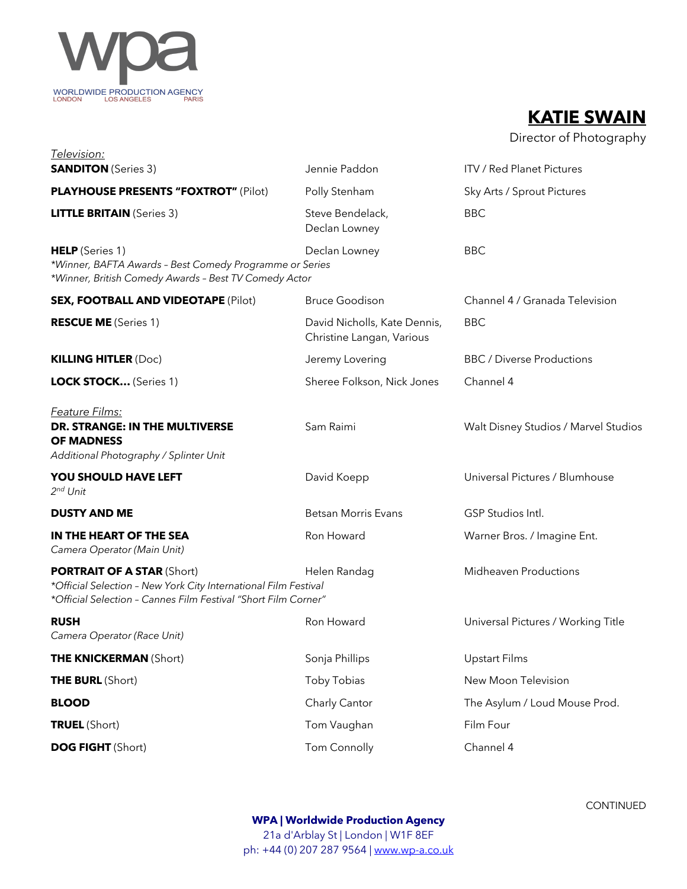WORLDWIDE PRODUCTION AGENCY
LONDON LOS ANGELES PARIS

# KATIE SWAIN

Director of Photography

*Television:*

| | | |
|---|---|---|
| **SANDITON** (Series 3) | Jennie Paddon | ITV / Red Planet Pictures |
| **PLAYHOUSE PRESENTS "FOXTROT"** (Pilot) | Polly Stenham | Sky Arts / Sprout Pictures |
| **LITTLE BRITAIN** (Series 3) | Steve Bendelack, Declan Lowney | BBC |
| **HELP** (Series 1)<br>*\*Winner, BAFTA Awards – Best Comedy Programme or Series*<br>*\*Winner, British Comedy Awards – Best TV Comedy Actor* | Declan Lowney | BBC |
| **SEX, FOOTBALL AND VIDEOTAPE** (Pilot) | Bruce Goodison | Channel 4 / Granada Television |
| **RESCUE ME** (Series 1) | David Nicholls, Kate Dennis, Christine Langan, Various | BBC |
| **KILLING HITLER** (Doc) | Jeremy Lovering | BBC / Diverse Productions |
| **LOCK STOCK…** (Series 1) | Sheree Folkson, Nick Jones | Channel 4 |

*Feature Films:*

| | | |
|---|---|---|
| **DR. STRANGE: IN THE MULTIVERSE OF MADNESS**<br>*Additional Photography / Splinter Unit* | Sam Raimi | Walt Disney Studios / Marvel Studios |
| **YOU SHOULD HAVE LEFT**<br>*2nd Unit* | David Koepp | Universal Pictures / Blumhouse |
| **DUSTY AND ME** | Betsan Morris Evans | GSP Studios Intl. |
| **IN THE HEART OF THE SEA**<br>*Camera Operator (Main Unit)* | Ron Howard | Warner Bros. / Imagine Ent. |
| **PORTRAIT OF A STAR** (Short)<br>*\*Official Selection – New York City International Film Festival*<br>*\*Official Selection – Cannes Film Festival "Short Film Corner"* | Helen Randag | Midheaven Productions |
| **RUSH**<br>*Camera Operator (Race Unit)* | Ron Howard | Universal Pictures / Working Title |
| **THE KNICKERMAN** (Short) | Sonja Phillips | Upstart Films |
| **THE BURL** (Short) | Toby Tobias | New Moon Television |
| **BLOOD** | Charly Cantor | The Asylum / Loud Mouse Prod. |
| **TRUEL** (Short) | Tom Vaughan | Film Four |
| **DOG FIGHT** (Short) | Tom Connolly | Channel 4 |

CONTINUED

**WPA | Worldwide Production Agency**
21a d'Arblay St | London | W1F 8EF
ph: +44 (0) 207 287 9564 | www.wp-a.co.uk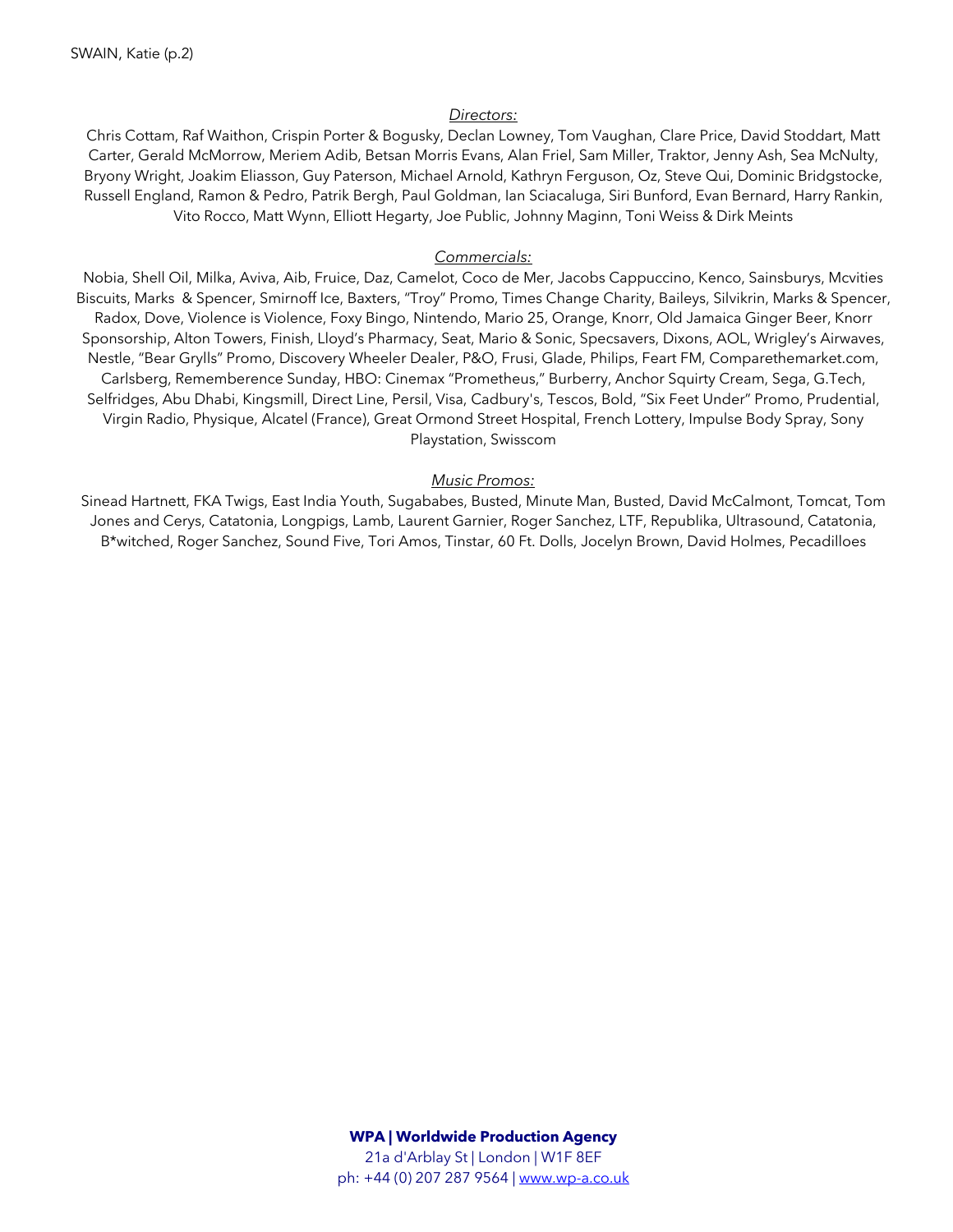*Directors:*

Chris Cottam, Raf Waithon, Crispin Porter & Bogusky, Declan Lowney, Tom Vaughan, Clare Price, David Stoddart, Matt Carter, Gerald McMorrow, Meriem Adib, Betsan Morris Evans, Alan Friel, Sam Miller, Traktor, Jenny Ash, Sea McNulty, Bryony Wright, Joakim Eliasson, Guy Paterson, Michael Arnold, Kathryn Ferguson, Oz, Steve Qui, Dominic Bridgstocke, Russell England, Ramon & Pedro, Patrik Bergh, Paul Goldman, Ian Sciacaluga, Siri Bunford, Evan Bernard, Harry Rankin, Vito Rocco, Matt Wynn, Elliott Hegarty, Joe Public, Johnny Maginn, Toni Weiss & Dirk Meints

*Commercials:*

Nobia, Shell Oil, Milka, Aviva, Aib, Fruice, Daz, Camelot, Coco de Mer, Jacobs Cappuccino, Kenco, Sainsburys, Mcvities Biscuits, Marks & Spencer, Smirnoff Ice, Baxters, "Troy" Promo, Times Change Charity, Baileys, Silvikrin, Marks & Spencer, Radox, Dove, Violence is Violence, Foxy Bingo, Nintendo, Mario 25, Orange, Knorr, Old Jamaica Ginger Beer, Knorr Sponsorship, Alton Towers, Finish, Lloyd's Pharmacy, Seat, Mario & Sonic, Specsavers, Dixons, AOL, Wrigley's Airwaves, Nestle, "Bear Grylls" Promo, Discovery Wheeler Dealer, P&O, Frusi, Glade, Philips, Feart FM, Comparethemarket.com, Carlsberg, Rememberence Sunday, HBO: Cinemax "Prometheus," Burberry, Anchor Squirty Cream, Sega, G.Tech, Selfridges, Abu Dhabi, Kingsmill, Direct Line, Persil, Visa, Cadbury's, Tescos, Bold, "Six Feet Under" Promo, Prudential, Virgin Radio, Physique, Alcatel (France), Great Ormond Street Hospital, French Lottery, Impulse Body Spray, Sony Playstation, Swisscom

*Music Promos:*

Sinead Hartnett, FKA Twigs, East India Youth, Sugababes, Busted, Minute Man, Busted, David McCalmont, Tomcat, Tom Jones and Cerys, Catatonia, Longpigs, Lamb, Laurent Garnier, Roger Sanchez, LTF, Republika, Ultrasound, Catatonia, B*witched, Roger Sanchez, Sound Five, Tori Amos, Tinstar, 60 Ft. Dolls, Jocelyn Brown, David Holmes, Pecadilloes